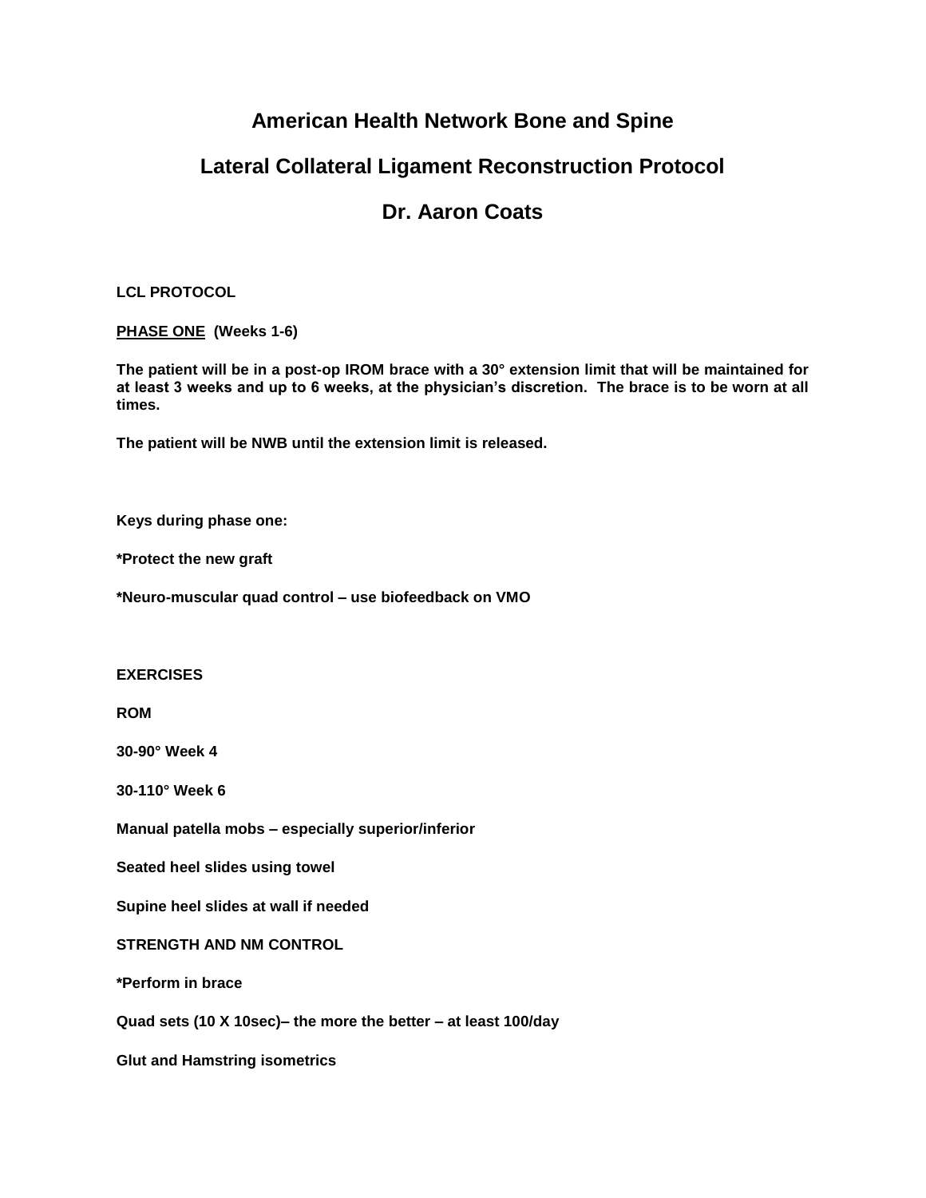# American Health Network Bone and Spine

# Lateral Collateral Ligament Reconstruction Protocol

# Dr. Aaron Coats

**LCL PROTOCOL**

**<u>PHASE ONE</u> (Weeks 1-6)**

**The patient will be in a post-op IROM brace with a 30° extension limit that will be maintained for at least 3 weeks and up to 6 weeks, at the physician's discretion. The brace is to be worn at all times.**

**The patient will be NWB until the extension limit is released.**

**Keys during phase one:**

**\*Protect the new graft**

**\*Neuro-muscular quad control – use biofeedback on VMO**

**EXERCISES**

**ROM**

**30-90° Week 4**

**30-110° Week 6**

**Manual patella mobs – especially superior/inferior**

**Seated heel slides using towel**

**Supine heel slides at wall if needed**

**STRENGTH AND NM CONTROL**

**\*Perform in brace**

**Quad sets (10 X 10sec)– the more the better – at least 100/day**

**Glut and Hamstring isometrics**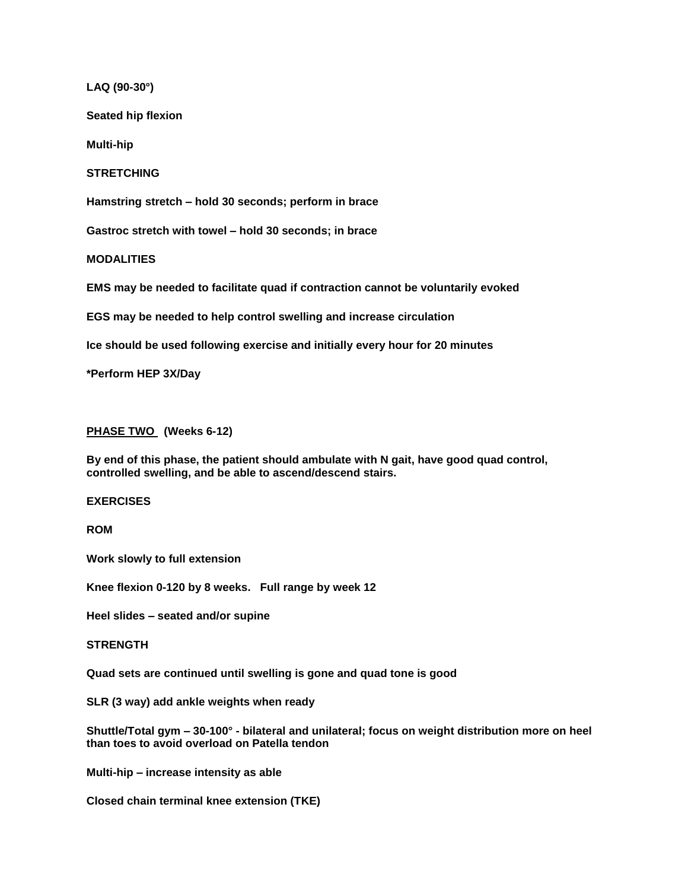**LAQ (90-30°)**

**Seated hip flexion**

**Multi-hip**

**STRETCHING**

**Hamstring stretch – hold 30 seconds; perform in brace**

**Gastroc stretch with towel – hold 30 seconds; in brace**

**MODALITIES**

**EMS may be needed to facilitate quad if contraction cannot be voluntarily evoked**

**EGS may be needed to help control swelling and increase circulation**

**Ice should be used following exercise and initially every hour for 20 minutes**

***Perform HEP 3X/Day**

## **<u>PHASE TWO</u> (Weeks 6-12)**

**By end of this phase, the patient should ambulate with N gait, have good quad control, controlled swelling, and be able to ascend/descend stairs.**

**EXERCISES**

**ROM**

**Work slowly to full extension**

**Knee flexion 0-120 by 8 weeks. Full range by week 12**

**Heel slides – seated and/or supine**

**STRENGTH**

**Quad sets are continued until swelling is gone and quad tone is good**

**SLR (3 way) add ankle weights when ready**

**Shuttle/Total gym – 30-100° - bilateral and unilateral; focus on weight distribution more on heel than toes to avoid overload on Patella tendon**

**Multi-hip – increase intensity as able**

**Closed chain terminal knee extension (TKE)**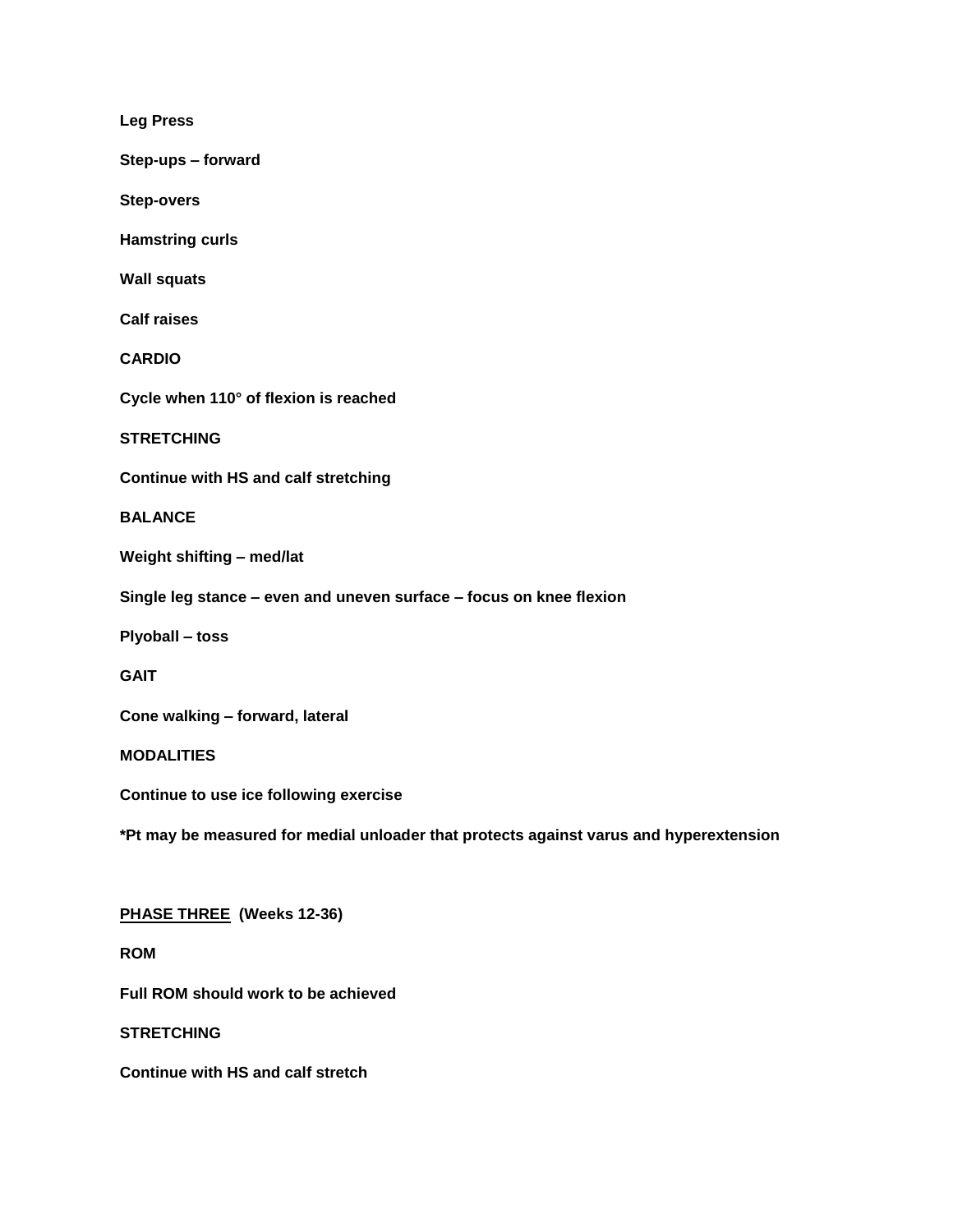**Leg Press**

**Step-ups – forward**

**Step-overs**

**Hamstring curls**

**Wall squats**

**Calf raises**

**CARDIO**

**Cycle when 110° of flexion is reached**

**STRETCHING**

**Continue with HS and calf stretching**

**BALANCE**

**Weight shifting – med/lat**

**Single leg stance – even and uneven surface – focus on knee flexion**

**Plyoball – toss**

**GAIT**

**Cone walking – forward, lateral**

**MODALITIES**

**Continue to use ice following exercise**

**\*Pt may be measured for medial unloader that protects against varus and hyperextension**

**<u>PHASE THREE</u> (Weeks 12-36)**

**ROM**

**Full ROM should work to be achieved**

**STRETCHING**

**Continue with HS and calf stretch**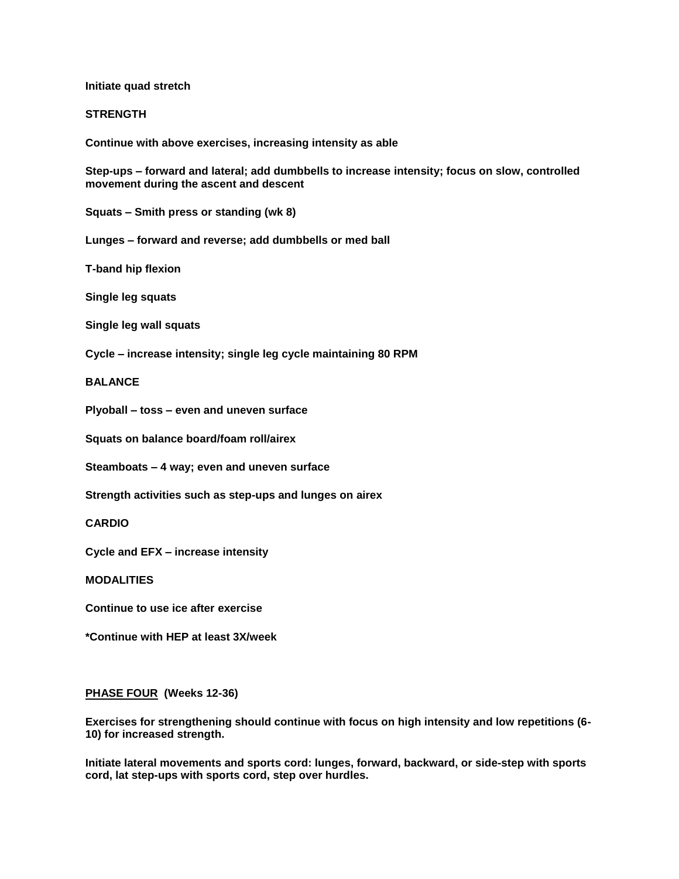**Initiate quad stretch**

**STRENGTH**

**Continue with above exercises, increasing intensity as able**

**Step-ups – forward and lateral; add dumbbells to increase intensity; focus on slow, controlled movement during the ascent and descent**

**Squats – Smith press or standing (wk 8)**

**Lunges – forward and reverse; add dumbbells or med ball**

**T-band hip flexion**

**Single leg squats**

**Single leg wall squats**

**Cycle – increase intensity; single leg cycle maintaining 80 RPM**

**BALANCE**

**Plyoball – toss – even and uneven surface**

**Squats on balance board/foam roll/airex**

**Steamboats – 4 way; even and uneven surface**

**Strength activities such as step-ups and lunges on airex**

**CARDIO**

**Cycle and EFX – increase intensity**

**MODALITIES**

**Continue to use ice after exercise**

***Continue with HEP at least 3X/week**

## <u>PHASE FOUR</u> (Weeks 12-36)

**Exercises for strengthening should continue with focus on high intensity and low repetitions (6-10) for increased strength.**

**Initiate lateral movements and sports cord: lunges, forward, backward, or side-step with sports cord, lat step-ups with sports cord, step over hurdles.**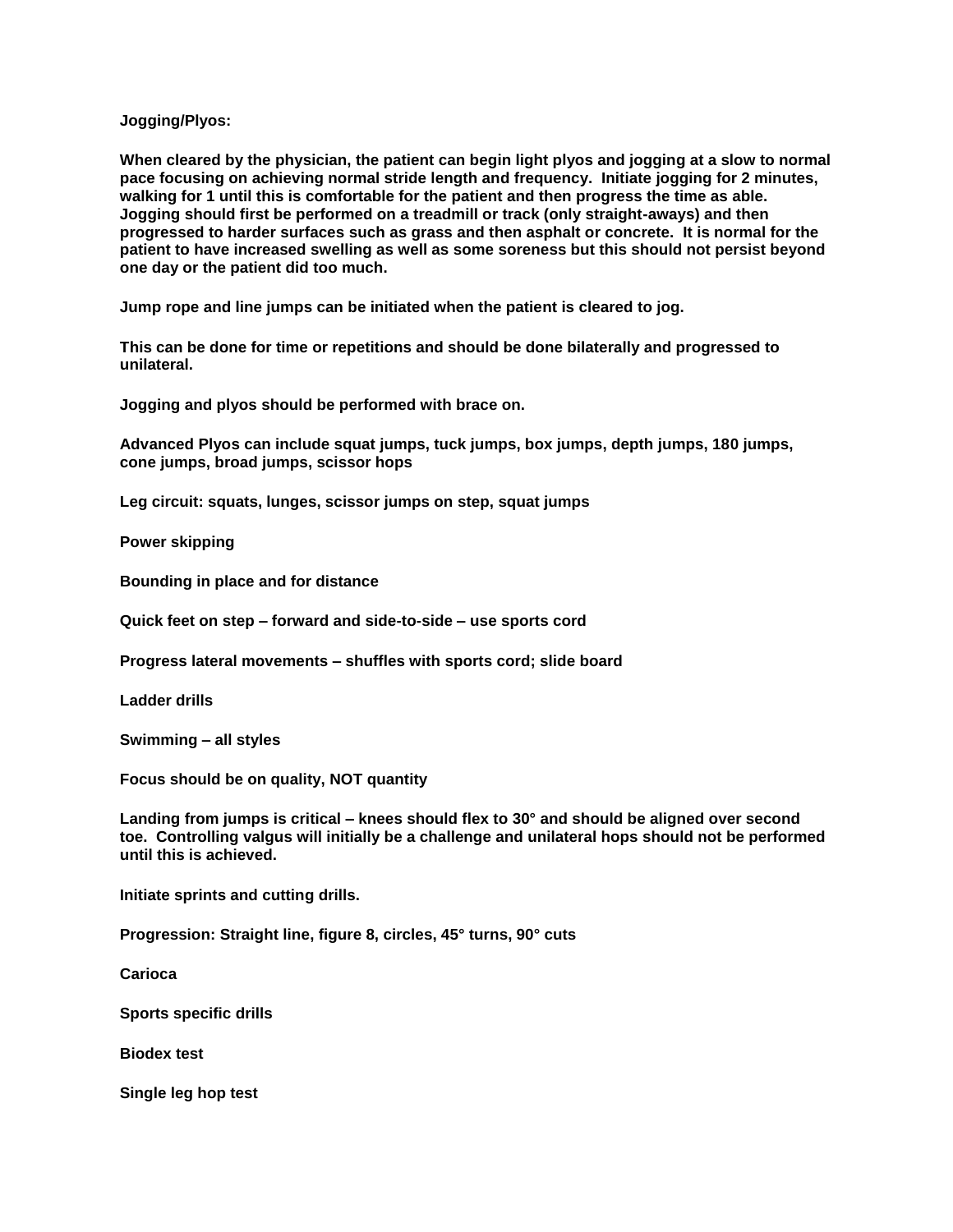**Jogging/Plyos:**

**When cleared by the physician, the patient can begin light plyos and jogging at a slow to normal pace focusing on achieving normal stride length and frequency. Initiate jogging for 2 minutes, walking for 1 until this is comfortable for the patient and then progress the time as able. Jogging should first be performed on a treadmill or track (only straight-aways) and then progressed to harder surfaces such as grass and then asphalt or concrete. It is normal for the patient to have increased swelling as well as some soreness but this should not persist beyond one day or the patient did too much.**

**Jump rope and line jumps can be initiated when the patient is cleared to jog.**

**This can be done for time or repetitions and should be done bilaterally and progressed to unilateral.**

**Jogging and plyos should be performed with brace on.**

**Advanced Plyos can include squat jumps, tuck jumps, box jumps, depth jumps, 180 jumps, cone jumps, broad jumps, scissor hops**

**Leg circuit: squats, lunges, scissor jumps on step, squat jumps**

**Power skipping**

**Bounding in place and for distance**

**Quick feet on step – forward and side-to-side – use sports cord**

**Progress lateral movements – shuffles with sports cord; slide board**

**Ladder drills**

**Swimming – all styles**

**Focus should be on quality, NOT quantity**

**Landing from jumps is critical – knees should flex to 30° and should be aligned over second toe. Controlling valgus will initially be a challenge and unilateral hops should not be performed until this is achieved.**

**Initiate sprints and cutting drills.**

**Progression: Straight line, figure 8, circles, 45° turns, 90° cuts**

**Carioca**

**Sports specific drills**

**Biodex test**

**Single leg hop test**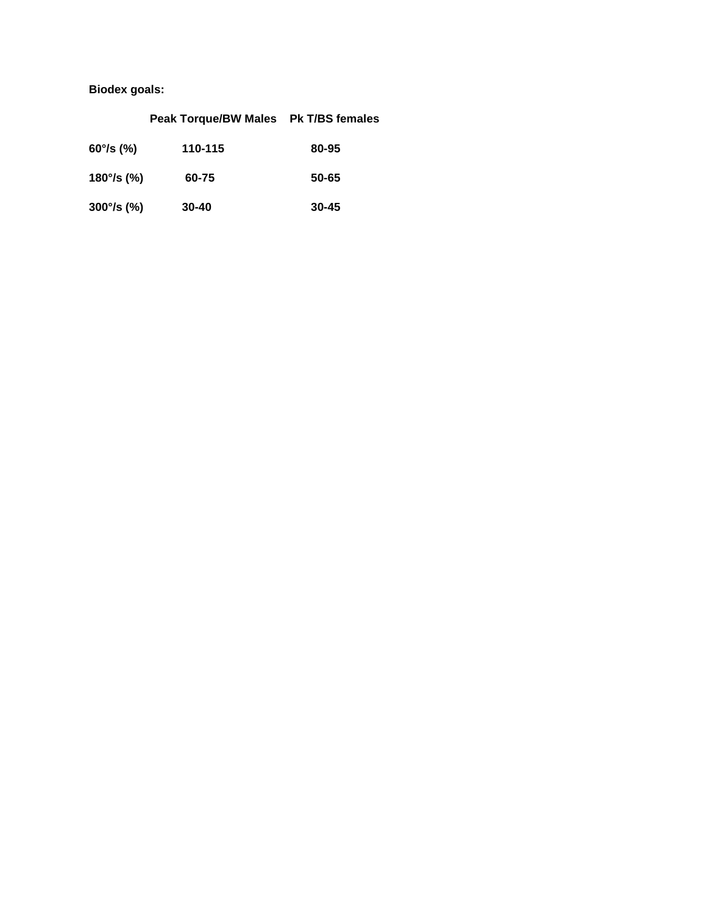**Biodex goals:**

| | Peak Torque/BW Males | Pk T/BS females |
|---|---|---|
| **60°/s (%)** | **110-115** | **80-95** |
| **180°/s (%)** | **60-75** | **50-65** |
| **300°/s (%)** | **30-40** | **30-45** |